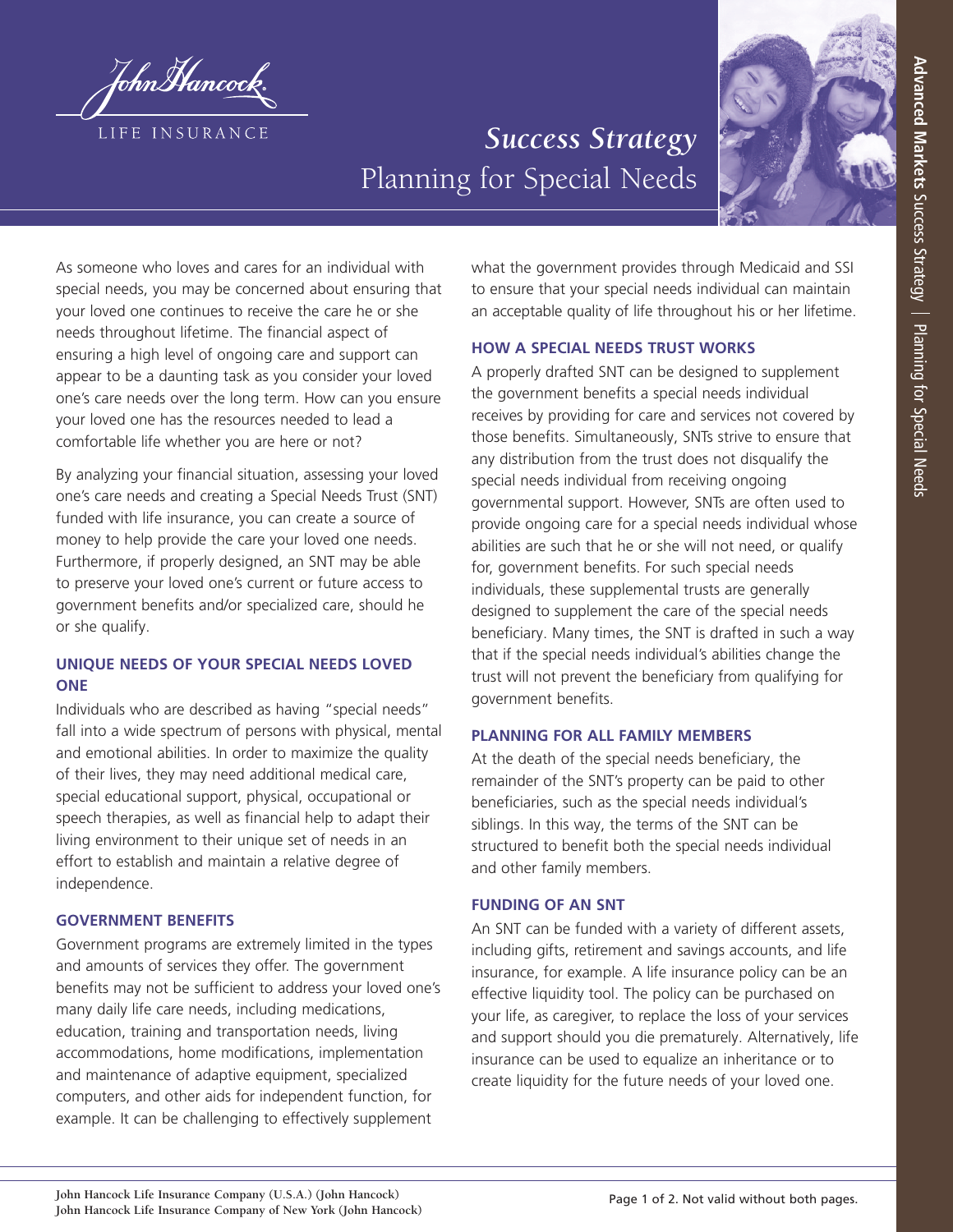# *Success Strategy*

## Planning for Special Needs

As someone who loves and cares for an individual with special needs, you may be concerned about ensuring that your loved one continues to receive the care he or she needs throughout lifetime. The financial aspect of ensuring a high level of ongoing care and support can appear to be a daunting task as you consider your loved one's care needs over the long term. How can you ensure your loved one has the resources needed to lead a comfortable life whether you are here or not?

By analyzing your financial situation, assessing your loved one's care needs and creating a Special Needs Trust (SNT) funded with life insurance, you can create a source of money to help provide the care your loved one needs. Furthermore, if properly designed, an SNT may be able to preserve your loved one's current or future access to government benefits and/or specialized care, should he or she qualify.

### UNIQUE NEEDS OF YOUR SPECIAL NEEDS LOVED ONE

Individuals who are described as having "special needs" fall into a wide spectrum of persons with physical, mental and emotional abilities. In order to maximize the quality of their lives, they may need additional medical care, special educational support, physical, occupational or speech therapies, as well as financial help to adapt their living environment to their unique set of needs in an effort to establish and maintain a relative degree of independence.

### GOVERNMENT BENEFITS

Government programs are extremely limited in the types and amounts of services they offer. The government benefits may not be sufficient to address your loved one's many daily life care needs, including medications, education, training and transportation needs, living accommodations, home modifications, implementation and maintenance of adaptive equipment, specialized computers, and other aids for independent function, for example. It can be challenging to effectively supplement what the government provides through Medicaid and SSI to ensure that your special needs individual can maintain an acceptable quality of life throughout his or her lifetime.

### HOW A SPECIAL NEEDS TRUST WORKS

A properly drafted SNT can be designed to supplement the government benefits a special needs individual receives by providing for care and services not covered by those benefits. Simultaneously, SNTs strive to ensure that any distribution from the trust does not disqualify the special needs individual from receiving ongoing governmental support. However, SNTs are often used to provide ongoing care for a special needs individual whose abilities are such that he or she will not need, or qualify for, government benefits. For such special needs individuals, these supplemental trusts are generally designed to supplement the care of the special needs beneficiary. Many times, the SNT is drafted in such a way that if the special needs individual's abilities change the trust will not prevent the beneficiary from qualifying for government benefits.

### PLANNING FOR ALL FAMILY MEMBERS

At the death of the special needs beneficiary, the remainder of the SNT's property can be paid to other beneficiaries, such as the special needs individual's siblings. In this way, the terms of the SNT can be structured to benefit both the special needs individual and other family members.

### FUNDING OF AN SNT

An SNT can be funded with a variety of different assets, including gifts, retirement and savings accounts, and life insurance, for example. A life insurance policy can be an effective liquidity tool. The policy can be purchased on your life, as caregiver, to replace the loss of your services and support should you die prematurely. Alternatively, life insurance can be used to equalize an inheritance or to create liquidity for the future needs of your loved one.

John Hancock Life Insurance Company (U.S.A.) (John Hancock)
John Hancock Life Insurance Company of New York (John Hancock)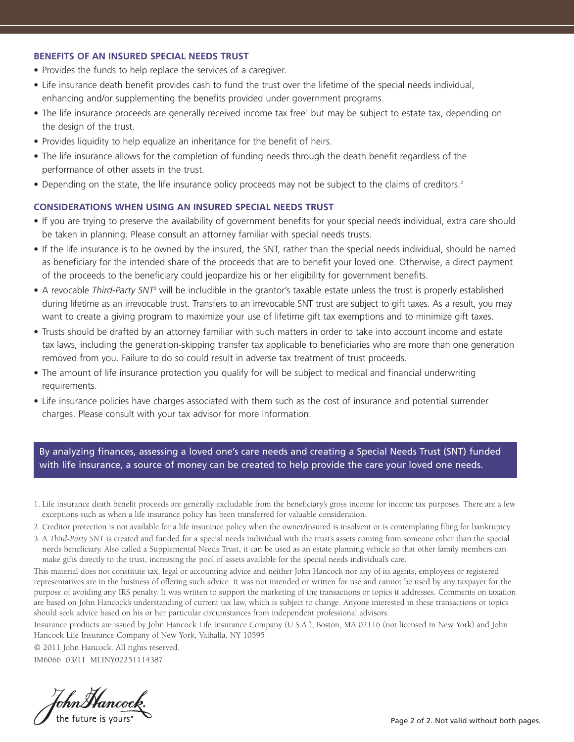## BENEFITS OF AN INSURED SPECIAL NEEDS TRUST

- Provides the funds to help replace the services of a caregiver.
- Life insurance death benefit provides cash to fund the trust over the lifetime of the special needs individual, enhancing and/or supplementing the benefits provided under government programs.
- The life insurance proceeds are generally received income tax free[1] but may be subject to estate tax, depending on the design of the trust.
- Provides liquidity to help equalize an inheritance for the benefit of heirs.
- The life insurance allows for the completion of funding needs through the death benefit regardless of the performance of other assets in the trust.
- Depending on the state, the life insurance policy proceeds may not be subject to the claims of creditors.[2]

## CONSIDERATIONS WHEN USING AN INSURED SPECIAL NEEDS TRUST

- If you are trying to preserve the availability of government benefits for your special needs individual, extra care should be taken in planning. Please consult an attorney familiar with special needs trusts.
- If the life insurance is to be owned by the insured, the SNT, rather than the special needs individual, should be named as beneficiary for the intended share of the proceeds that are to benefit your loved one. Otherwise, a direct payment of the proceeds to the beneficiary could jeopardize his or her eligibility for government benefits.
- A revocable *Third-Party SNT*[3] will be includible in the grantor's taxable estate unless the trust is properly established during lifetime as an irrevocable trust. Transfers to an irrevocable SNT trust are subject to gift taxes. As a result, you may want to create a giving program to maximize your use of lifetime gift tax exemptions and to minimize gift taxes.
- Trusts should be drafted by an attorney familiar with such matters in order to take into account income and estate tax laws, including the generation-skipping transfer tax applicable to beneficiaries who are more than one generation removed from you. Failure to do so could result in adverse tax treatment of trust proceeds.
- The amount of life insurance protection you qualify for will be subject to medical and financial underwriting requirements.
- Life insurance policies have charges associated with them such as the cost of insurance and potential surrender charges. Please consult with your tax advisor for more information.

By analyzing finances, assessing a loved one's care needs and creating a Special Needs Trust (SNT) funded with life insurance, a source of money can be created to help provide the care your loved one needs.

1. Life insurance death benefit proceeds are generally excludable from the beneficiary's gross income for income tax purposes. There are a few exceptions such as when a life insurance policy has been transferred for valuable consideration.
2. Creditor protection is not available for a life insurance policy when the owner/insured is insolvent or is contemplating filing for bankruptcy.
3. A *Third-Party SNT* is created and funded for a special needs individual with the trust's assets coming from someone other than the special needs beneficiary. Also called a Supplemental Needs Trust, it can be used as an estate planning vehicle so that other family members can make gifts directly to the trust, increasing the pool of assets available for the special needs individual's care.

This material does not constitute tax, legal or accounting advice and neither John Hancock nor any of its agents, employees or registered representatives are in the business of offering such advice. It was not intended or written for use and cannot be used by any taxpayer for the purpose of avoiding any IRS penalty. It was written to support the marketing of the transactions or topics it addresses. Comments on taxation are based on John Hancock's understanding of current tax law, which is subject to change. Anyone interested in these transactions or topics should seek advice based on his or her particular circumstances from independent professional advisors.

Insurance products are issued by John Hancock Life Insurance Company (U.S.A.), Boston, MA 02116 (not licensed in New York) and John Hancock Life Insurance Company of New York, Valhalla, NY 10595.

© 2011 John Hancock. All rights reserved.

IM6066 03/11 MLINY02251114387

John Hancock.
the future is yours®

Not valid without both pages.